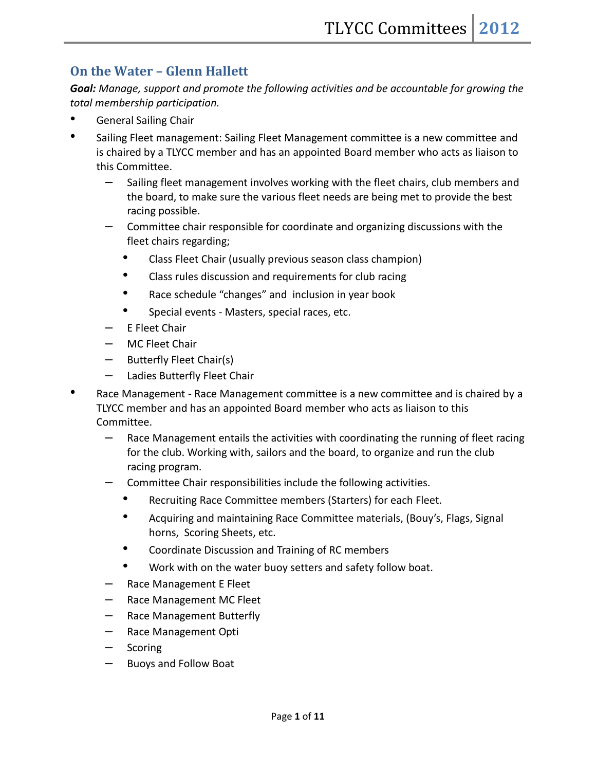## On the Water – Glenn Hallett

***Goal:*** *Manage, support and promote the following activities and be accountable for growing the total membership participation.*

- General Sailing Chair
- Sailing Fleet management: Sailing Fleet Management committee is a new committee and is chaired by a TLYCC member and has an appointed Board member who acts as liaison to this Committee.
  - Sailing fleet management involves working with the fleet chairs, club members and the board, to make sure the various fleet needs are being met to provide the best racing possible.
  - Committee chair responsible for coordinate and organizing discussions with the fleet chairs regarding;
    - Class Fleet Chair (usually previous season class champion)
    - Class rules discussion and requirements for club racing
    - Race schedule "changes" and inclusion in year book
    - Special events - Masters, special races, etc.
  - E Fleet Chair
  - MC Fleet Chair
  - Butterfly Fleet Chair(s)
  - Ladies Butterfly Fleet Chair
- Race Management - Race Management committee is a new committee and is chaired by a TLYCC member and has an appointed Board member who acts as liaison to this Committee.
  - Race Management entails the activities with coordinating the running of fleet racing for the club. Working with, sailors and the board, to organize and run the club racing program.
  - Committee Chair responsibilities include the following activities.
    - Recruiting Race Committee members (Starters) for each Fleet.
    - Acquiring and maintaining Race Committee materials, (Bouy's, Flags, Signal horns, Scoring Sheets, etc.
    - Coordinate Discussion and Training of RC members
    - Work with on the water buoy setters and safety follow boat.
  - Race Management E Fleet
  - Race Management MC Fleet
  - Race Management Butterfly
  - Race Management Opti
  - Scoring
  - Buoys and Follow Boat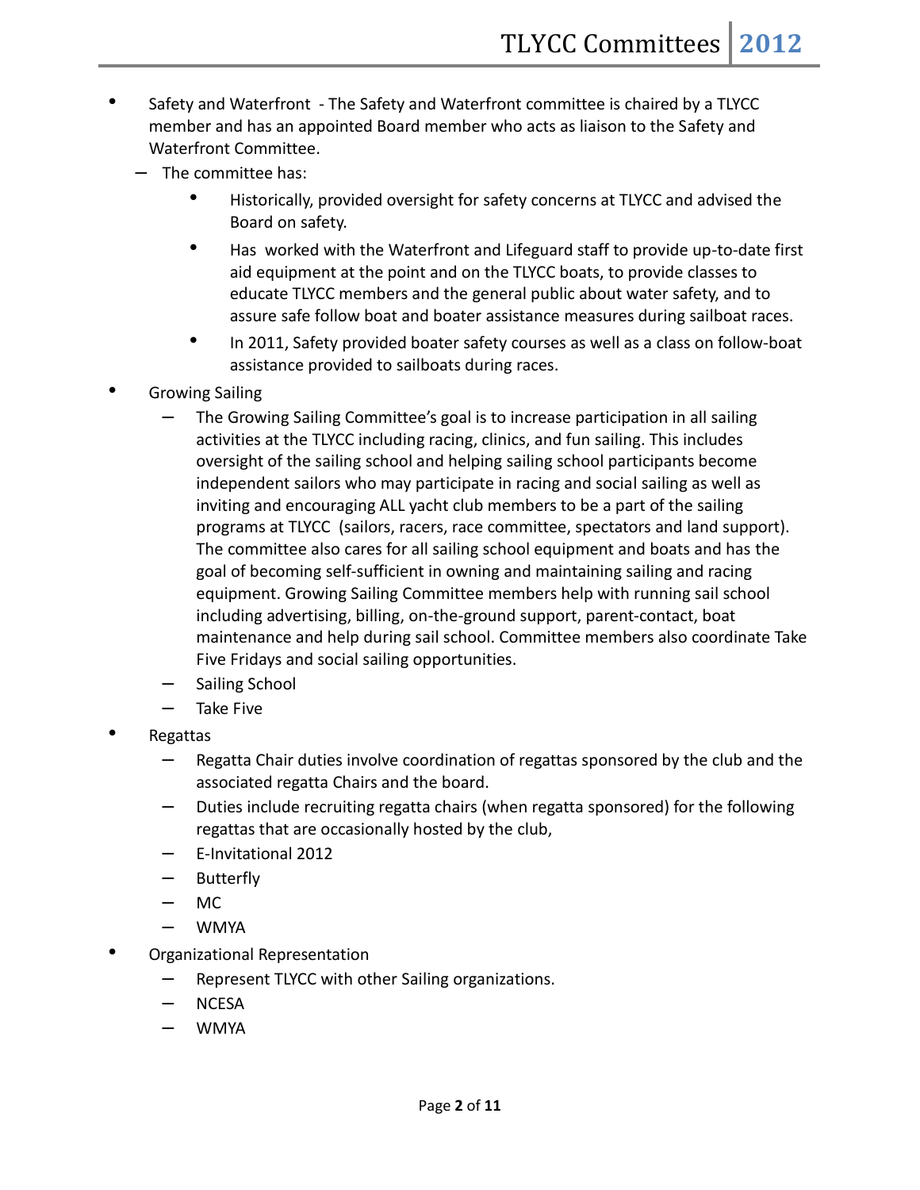- Safety and Waterfront - The Safety and Waterfront committee is chaired by a TLYCC member and has an appointed Board member who acts as liaison to the Safety and Waterfront Committee.
  - The committee has:
    - Historically, provided oversight for safety concerns at TLYCC and advised the Board on safety.
    - Has worked with the Waterfront and Lifeguard staff to provide up-to-date first aid equipment at the point and on the TLYCC boats, to provide classes to educate TLYCC members and the general public about water safety, and to assure safe follow boat and boater assistance measures during sailboat races.
    - In 2011, Safety provided boater safety courses as well as a class on follow-boat assistance provided to sailboats during races.
- Growing Sailing
  - The Growing Sailing Committee's goal is to increase participation in all sailing activities at the TLYCC including racing, clinics, and fun sailing. This includes oversight of the sailing school and helping sailing school participants become independent sailors who may participate in racing and social sailing as well as inviting and encouraging ALL yacht club members to be a part of the sailing programs at TLYCC (sailors, racers, race committee, spectators and land support). The committee also cares for all sailing school equipment and boats and has the goal of becoming self-sufficient in owning and maintaining sailing and racing equipment. Growing Sailing Committee members help with running sail school including advertising, billing, on-the-ground support, parent-contact, boat maintenance and help during sail school. Committee members also coordinate Take Five Fridays and social sailing opportunities.
  - Sailing School
  - Take Five
- Regattas
  - Regatta Chair duties involve coordination of regattas sponsored by the club and the associated regatta Chairs and the board.
  - Duties include recruiting regatta chairs (when regatta sponsored) for the following regattas that are occasionally hosted by the club,
  - E-Invitational 2012
  - Butterfly
  - MC
  - WMYA
- Organizational Representation
  - Represent TLYCC with other Sailing organizations.
  - NCESA
  - WMYA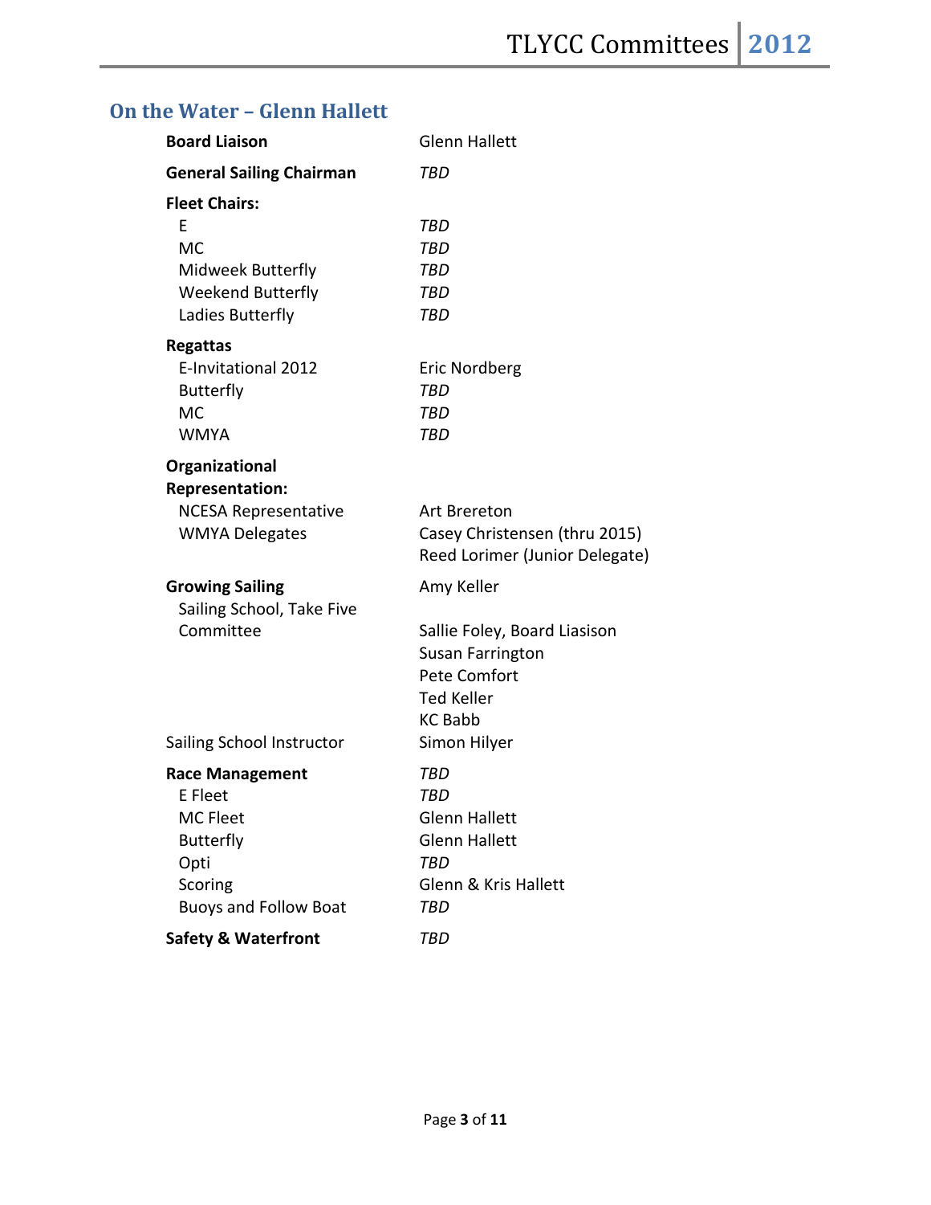## On the Water – Glenn Hallett

| | |
|---|---|
| **Board Liaison** | Glenn Hallett |
| **General Sailing Chairman** | *TBD* |
| **Fleet Chairs:** | |
| E | *TBD* |
| MC | *TBD* |
| Midweek Butterfly | *TBD* |
| Weekend Butterfly | *TBD* |
| Ladies Butterfly | *TBD* |
| **Regattas** | |
| E-Invitational 2012 | Eric Nordberg |
| Butterfly | *TBD* |
| MC | *TBD* |
| WMYA | *TBD* |
| **Organizational Representation:** | |
| NCESA Representative | Art Brereton |
| WMYA Delegates | Casey Christensen (thru 2015) |
| | Reed Lorimer (Junior Delegate) |
| **Growing Sailing** | Amy Keller |
| Sailing School, Take Five Committee | Sallie Foley, Board Liasison |
| | Susan Farrington |
| | Pete Comfort |
| | Ted Keller |
| | KC Babb |
| Sailing School Instructor | Simon Hilyer |
| **Race Management** | *TBD* |
| E Fleet | *TBD* |
| MC Fleet | Glenn Hallett |
| Butterfly | Glenn Hallett |
| Opti | *TBD* |
| Scoring | Glenn & Kris Hallett |
| Buoys and Follow Boat | *TBD* |
| **Safety & Waterfront** | *TBD* |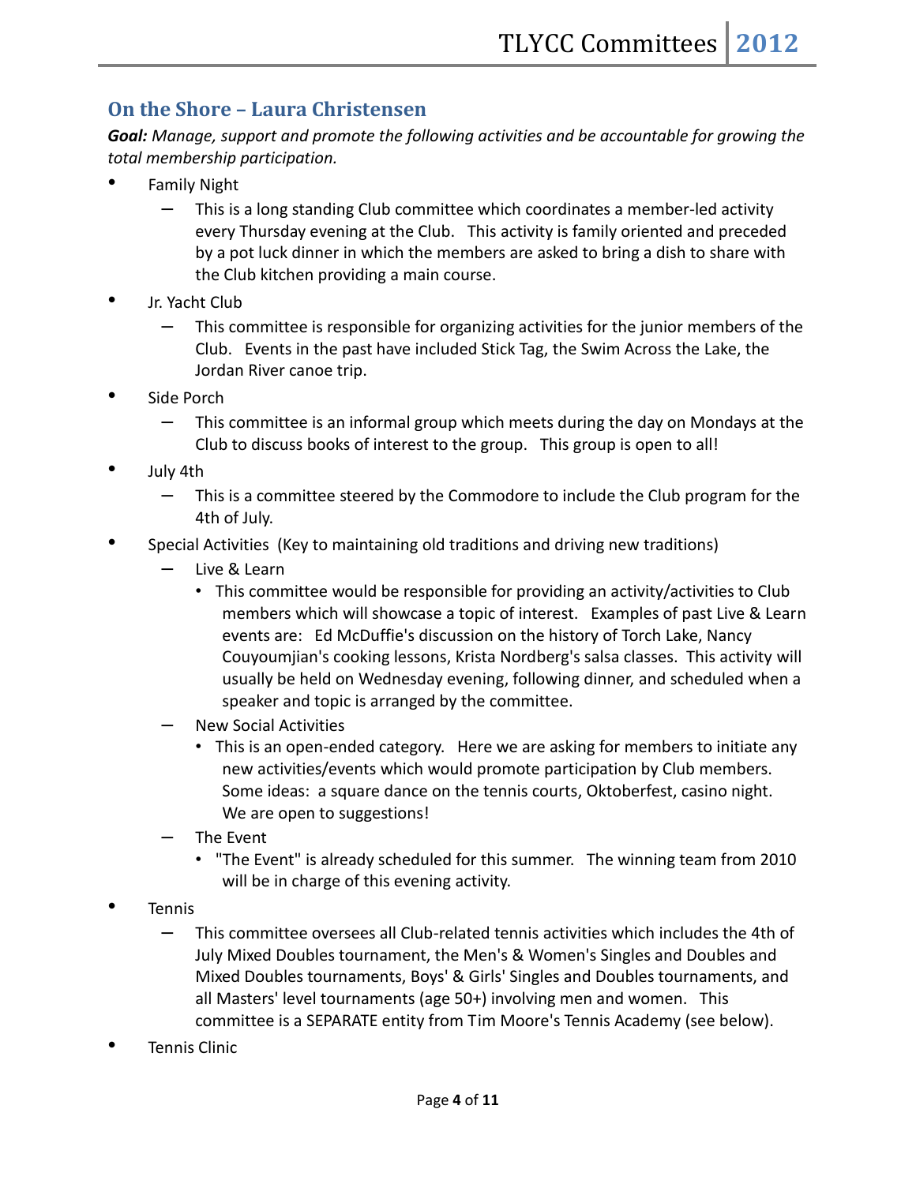## On the Shore – Laura Christensen

***Goal:*** *Manage, support and promote the following activities and be accountable for growing the total membership participation.*

- Family Night
  - This is a long standing Club committee which coordinates a member-led activity every Thursday evening at the Club. This activity is family oriented and preceded by a pot luck dinner in which the members are asked to bring a dish to share with the Club kitchen providing a main course.
- Jr. Yacht Club
  - This committee is responsible for organizing activities for the junior members of the Club. Events in the past have included Stick Tag, the Swim Across the Lake, the Jordan River canoe trip.
- Side Porch
  - This committee is an informal group which meets during the day on Mondays at the Club to discuss books of interest to the group. This group is open to all!
- July 4th
  - This is a committee steered by the Commodore to include the Club program for the 4th of July.
- Special Activities (Key to maintaining old traditions and driving new traditions)
  - Live & Learn
    - This committee would be responsible for providing an activity/activities to Club members which will showcase a topic of interest. Examples of past Live & Learn events are: Ed McDuffie's discussion on the history of Torch Lake, Nancy Couyoumjian's cooking lessons, Krista Nordberg's salsa classes. This activity will usually be held on Wednesday evening, following dinner, and scheduled when a speaker and topic is arranged by the committee.
  - New Social Activities
    - This is an open-ended category. Here we are asking for members to initiate any new activities/events which would promote participation by Club members. Some ideas: a square dance on the tennis courts, Oktoberfest, casino night. We are open to suggestions!
  - The Event
    - "The Event" is already scheduled for this summer. The winning team from 2010 will be in charge of this evening activity.
- Tennis
  - This committee oversees all Club-related tennis activities which includes the 4th of July Mixed Doubles tournament, the Men's & Women's Singles and Doubles and Mixed Doubles tournaments, Boys' & Girls' Singles and Doubles tournaments, and all Masters' level tournaments (age 50+) involving men and women. This committee is a SEPARATE entity from Tim Moore's Tennis Academy (see below).
- Tennis Clinic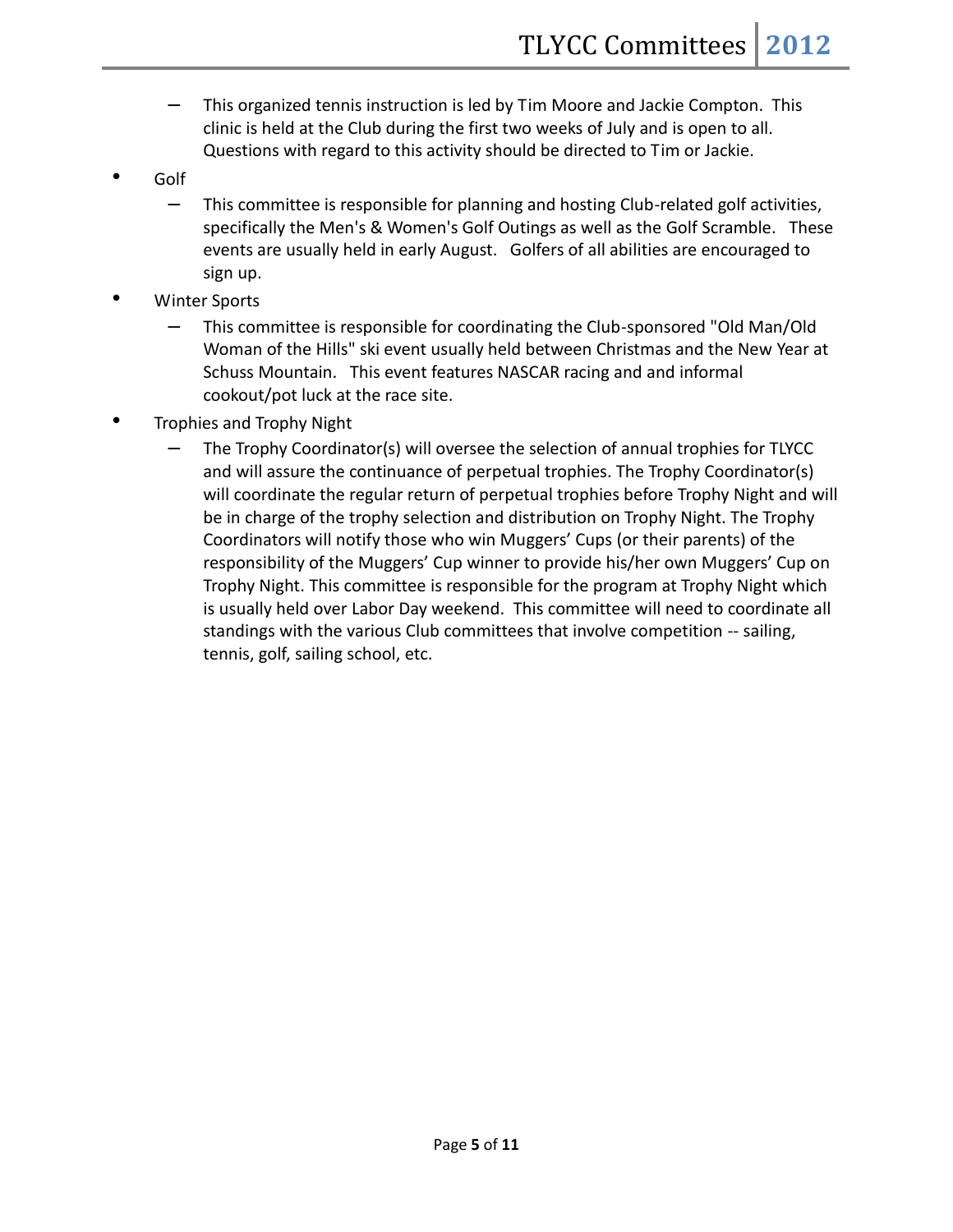- This organized tennis instruction is led by Tim Moore and Jackie Compton. This clinic is held at the Club during the first two weeks of July and is open to all. Questions with regard to this activity should be directed to Tim or Jackie.

- Golf
  - This committee is responsible for planning and hosting Club-related golf activities, specifically the Men's & Women's Golf Outings as well as the Golf Scramble. These events are usually held in early August. Golfers of all abilities are encouraged to sign up.

- Winter Sports
  - This committee is responsible for coordinating the Club-sponsored "Old Man/Old Woman of the Hills" ski event usually held between Christmas and the New Year at Schuss Mountain. This event features NASCAR racing and and informal cookout/pot luck at the race site.

- Trophies and Trophy Night
  - The Trophy Coordinator(s) will oversee the selection of annual trophies for TLYCC and will assure the continuance of perpetual trophies. The Trophy Coordinator(s) will coordinate the regular return of perpetual trophies before Trophy Night and will be in charge of the trophy selection and distribution on Trophy Night. The Trophy Coordinators will notify those who win Muggers' Cups (or their parents) of the responsibility of the Muggers' Cup winner to provide his/her own Muggers' Cup on Trophy Night. This committee is responsible for the program at Trophy Night which is usually held over Labor Day weekend. This committee will need to coordinate all standings with the various Club committees that involve competition -- sailing, tennis, golf, sailing school, etc.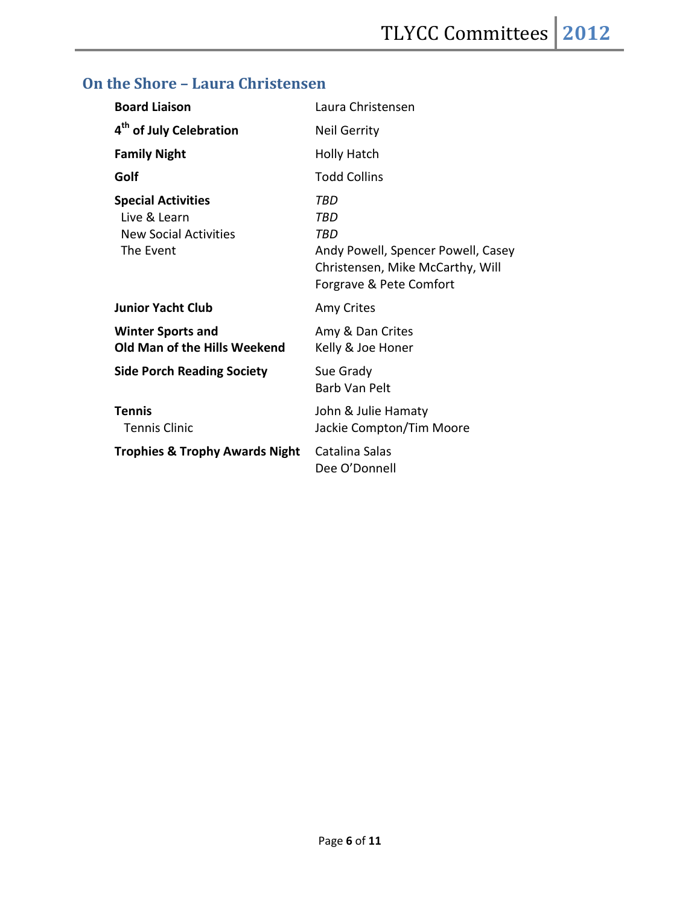## On the Shore – Laura Christensen

| | |
|---|---|
| **Board Liaison** | Laura Christensen |
| **4th of July Celebration** | Neil Gerrity |
| **Family Night** | Holly Hatch |
| **Golf** | Todd Collins |
| **Special Activities** | *TBD* |
| Live & Learn | *TBD* |
| New Social Activities | *TBD* |
| The Event | Andy Powell, Spencer Powell, Casey Christensen, Mike McCarthy, Will Forgrave & Pete Comfort |
| **Junior Yacht Club** | Amy Crites |
| **Winter Sports and Old Man of the Hills Weekend** | Amy & Dan Crites<br>Kelly & Joe Honer |
| **Side Porch Reading Society** | Sue Grady<br>Barb Van Pelt |
| **Tennis** | John & Julie Hamaty |
| Tennis Clinic | Jackie Compton/Tim Moore |
| **Trophies & Trophy Awards Night** | Catalina Salas<br>Dee O'Donnell |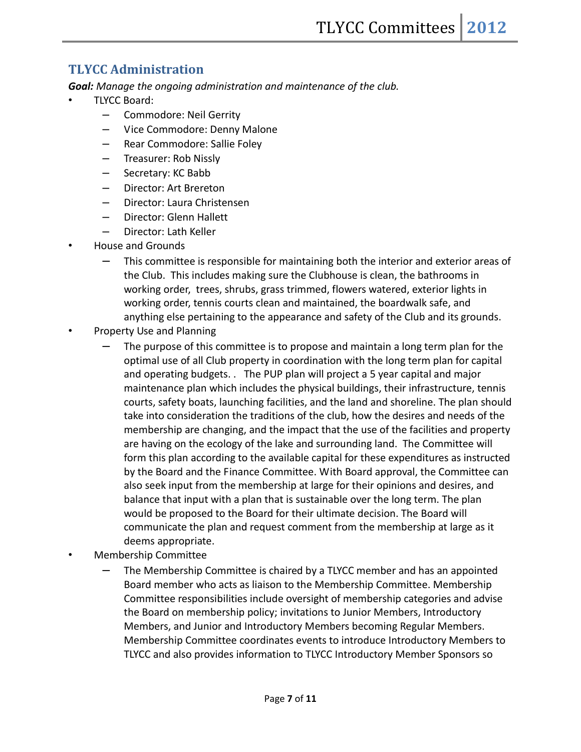## TLYCC Administration

***Goal:*** *Manage the ongoing administration and maintenance of the club.*

- TLYCC Board:
  - Commodore: Neil Gerrity
  - Vice Commodore: Denny Malone
  - Rear Commodore: Sallie Foley
  - Treasurer: Rob Nissly
  - Secretary: KC Babb
  - Director: Art Brereton
  - Director: Laura Christensen
  - Director: Glenn Hallett
  - Director: Lath Keller
- House and Grounds
  - This committee is responsible for maintaining both the interior and exterior areas of the Club. This includes making sure the Clubhouse is clean, the bathrooms in working order, trees, shrubs, grass trimmed, flowers watered, exterior lights in working order, tennis courts clean and maintained, the boardwalk safe, and anything else pertaining to the appearance and safety of the Club and its grounds.
- Property Use and Planning
  - The purpose of this committee is to propose and maintain a long term plan for the optimal use of all Club property in coordination with the long term plan for capital and operating budgets. . The PUP plan will project a 5 year capital and major maintenance plan which includes the physical buildings, their infrastructure, tennis courts, safety boats, launching facilities, and the land and shoreline. The plan should take into consideration the traditions of the club, how the desires and needs of the membership are changing, and the impact that the use of the facilities and property are having on the ecology of the lake and surrounding land. The Committee will form this plan according to the available capital for these expenditures as instructed by the Board and the Finance Committee. With Board approval, the Committee can also seek input from the membership at large for their opinions and desires, and balance that input with a plan that is sustainable over the long term. The plan would be proposed to the Board for their ultimate decision. The Board will communicate the plan and request comment from the membership at large as it deems appropriate.
- Membership Committee
  - The Membership Committee is chaired by a TLYCC member and has an appointed Board member who acts as liaison to the Membership Committee. Membership Committee responsibilities include oversight of membership categories and advise the Board on membership policy; invitations to Junior Members, Introductory Members, and Junior and Introductory Members becoming Regular Members. Membership Committee coordinates events to introduce Introductory Members to TLYCC and also provides information to TLYCC Introductory Member Sponsors so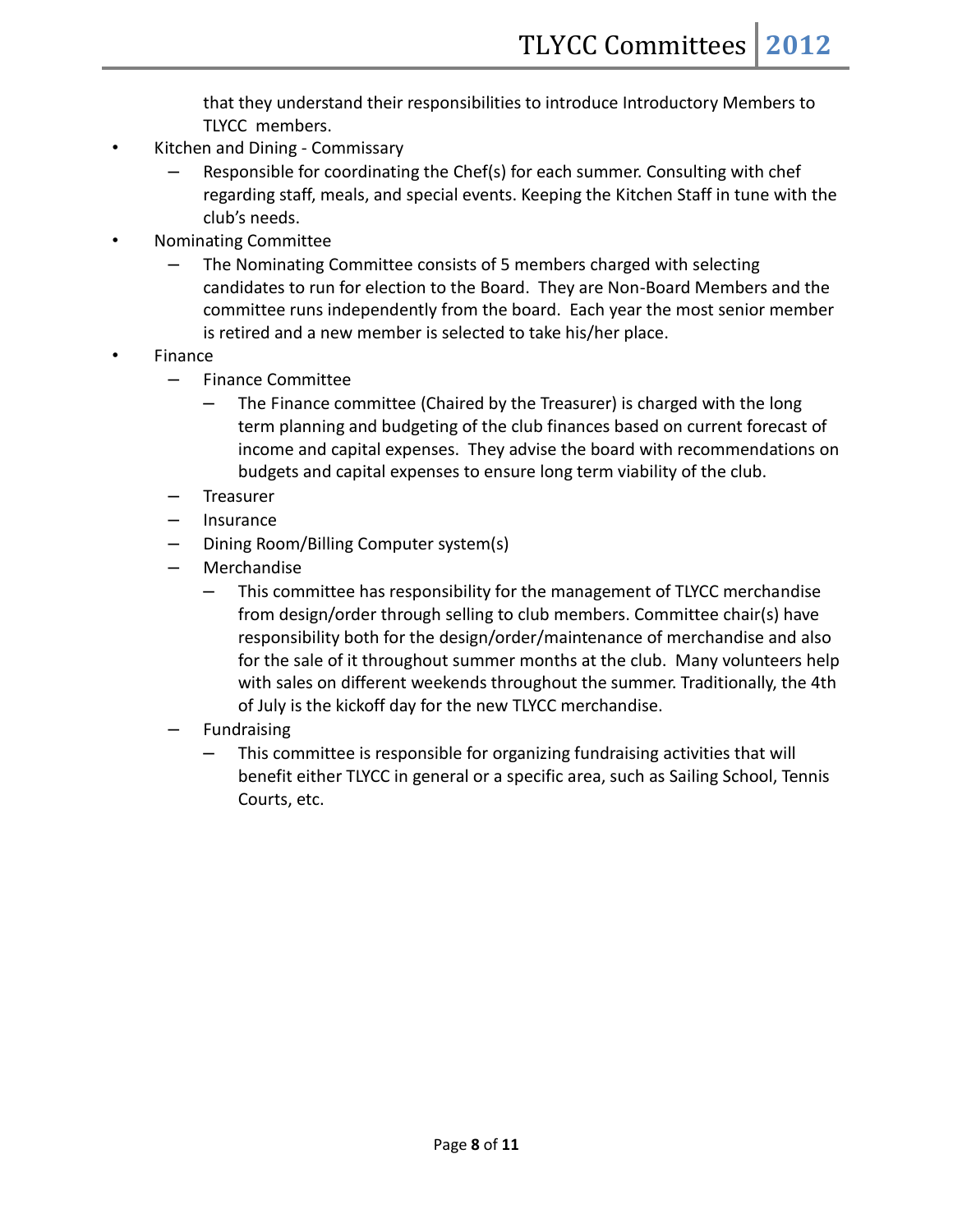that they understand their responsibilities to introduce Introductory Members to TLYCC members.

- Kitchen and Dining - Commissary
  - Responsible for coordinating the Chef(s) for each summer. Consulting with chef regarding staff, meals, and special events. Keeping the Kitchen Staff in tune with the club's needs.
- Nominating Committee
  - The Nominating Committee consists of 5 members charged with selecting candidates to run for election to the Board. They are Non-Board Members and the committee runs independently from the board. Each year the most senior member is retired and a new member is selected to take his/her place.
- Finance
  - Finance Committee
    - The Finance committee (Chaired by the Treasurer) is charged with the long term planning and budgeting of the club finances based on current forecast of income and capital expenses. They advise the board with recommendations on budgets and capital expenses to ensure long term viability of the club.
  - Treasurer
  - Insurance
  - Dining Room/Billing Computer system(s)
  - Merchandise
    - This committee has responsibility for the management of TLYCC merchandise from design/order through selling to club members. Committee chair(s) have responsibility both for the design/order/maintenance of merchandise and also for the sale of it throughout summer months at the club. Many volunteers help with sales on different weekends throughout the summer. Traditionally, the 4th of July is the kickoff day for the new TLYCC merchandise.
  - Fundraising
    - This committee is responsible for organizing fundraising activities that will benefit either TLYCC in general or a specific area, such as Sailing School, Tennis Courts, etc.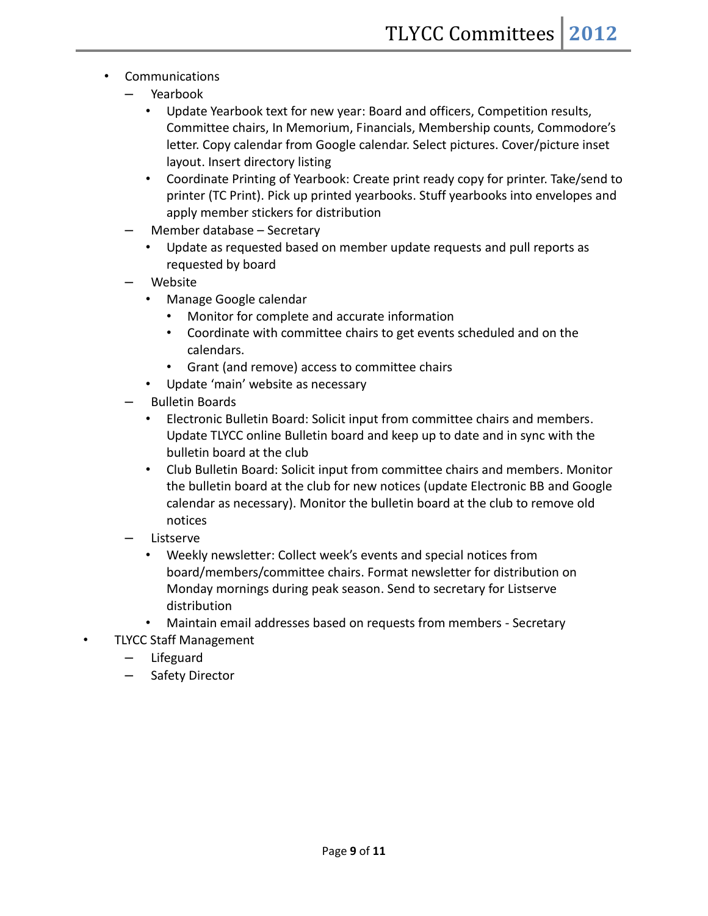- Communications
  - Yearbook
    - Update Yearbook text for new year: Board and officers, Competition results, Committee chairs, In Memorium, Financials, Membership counts, Commodore's letter. Copy calendar from Google calendar. Select pictures. Cover/picture inset layout. Insert directory listing
    - Coordinate Printing of Yearbook: Create print ready copy for printer. Take/send to printer (TC Print). Pick up printed yearbooks. Stuff yearbooks into envelopes and apply member stickers for distribution
  - Member database – Secretary
    - Update as requested based on member update requests and pull reports as requested by board
  - Website
    - Manage Google calendar
      - Monitor for complete and accurate information
      - Coordinate with committee chairs to get events scheduled and on the calendars.
      - Grant (and remove) access to committee chairs
    - Update 'main' website as necessary
  - Bulletin Boards
    - Electronic Bulletin Board: Solicit input from committee chairs and members. Update TLYCC online Bulletin board and keep up to date and in sync with the bulletin board at the club
    - Club Bulletin Board: Solicit input from committee chairs and members. Monitor the bulletin board at the club for new notices (update Electronic BB and Google calendar as necessary). Monitor the bulletin board at the club to remove old notices
  - Listserve
    - Weekly newsletter: Collect week's events and special notices from board/members/committee chairs. Format newsletter for distribution on Monday mornings during peak season. Send to secretary for Listserve distribution
    - Maintain email addresses based on requests from members - Secretary
- TLYCC Staff Management
  - Lifeguard
  - Safety Director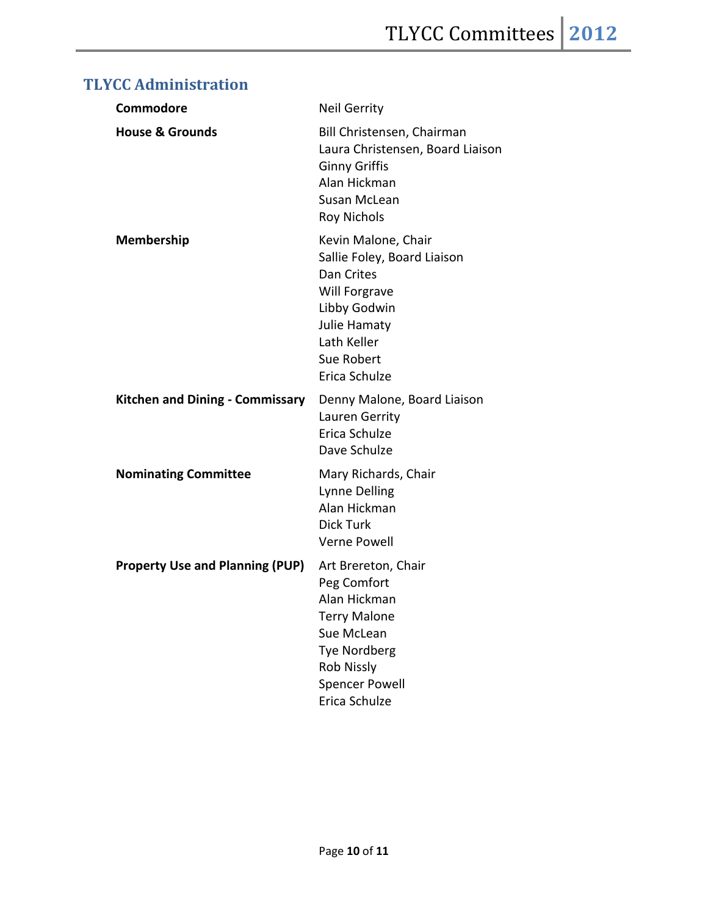## TLYCC Administration

| | |
|---|---|
| **Commodore** | Neil Gerrity |
| **House & Grounds** | Bill Christensen, Chairman<br>Laura Christensen, Board Liaison<br>Ginny Griffis<br>Alan Hickman<br>Susan McLean<br>Roy Nichols |
| **Membership** | Kevin Malone, Chair<br>Sallie Foley, Board Liaison<br>Dan Crites<br>Will Forgrave<br>Libby Godwin<br>Julie Hamaty<br>Lath Keller<br>Sue Robert<br>Erica Schulze |
| **Kitchen and Dining - Commissary** | Denny Malone, Board Liaison<br>Lauren Gerrity<br>Erica Schulze<br>Dave Schulze |
| **Nominating Committee** | Mary Richards, Chair<br>Lynne Delling<br>Alan Hickman<br>Dick Turk<br>Verne Powell |
| **Property Use and Planning (PUP)** | Art Brereton, Chair<br>Peg Comfort<br>Alan Hickman<br>Terry Malone<br>Sue McLean<br>Tye Nordberg<br>Rob Nissly<br>Spencer Powell<br>Erica Schulze |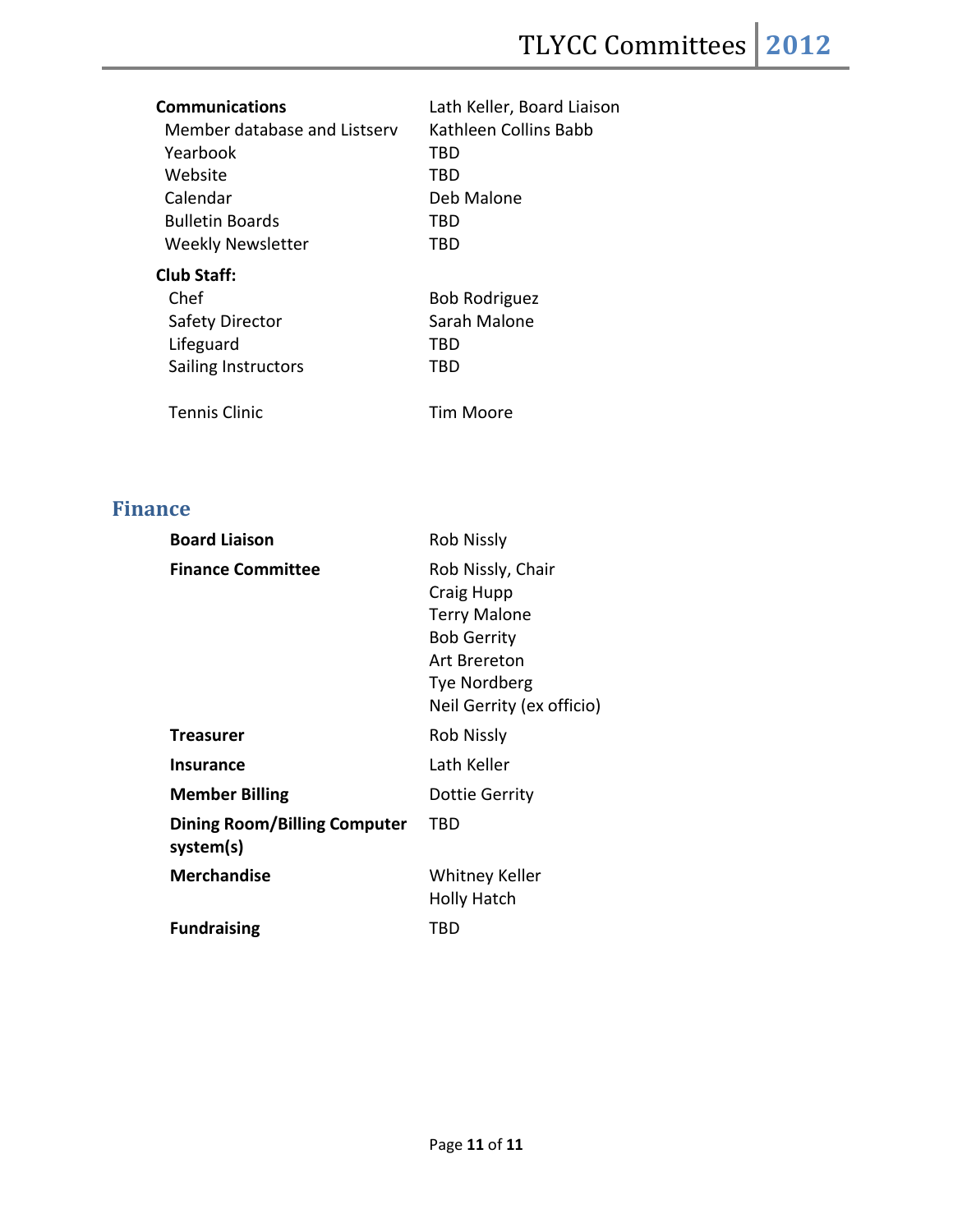| | |
|---|---|
| **Communications** | Lath Keller, Board Liaison |
| Member database and Listserv | Kathleen Collins Babb |
| Yearbook | TBD |
| Website | TBD |
| Calendar | Deb Malone |
| Bulletin Boards | TBD |
| Weekly Newsletter | TBD |
| **Club Staff:** | |
| Chef | Bob Rodriguez |
| Safety Director | Sarah Malone |
| Lifeguard | TBD |
| Sailing Instructors | TBD |
| Tennis Clinic | Tim Moore |

## Finance

| | |
|---|---|
| **Board Liaison** | Rob Nissly |
| **Finance Committee** | Rob Nissly, Chair<br>Craig Hupp<br>Terry Malone<br>Bob Gerrity<br>Art Brereton<br>Tye Nordberg<br>Neil Gerrity (ex officio) |
| **Treasurer** | Rob Nissly |
| **Insurance** | Lath Keller |
| **Member Billing** | Dottie Gerrity |
| **Dining Room/Billing Computer system(s)** | TBD |
| **Merchandise** | Whitney Keller<br>Holly Hatch |
| **Fundraising** | TBD |